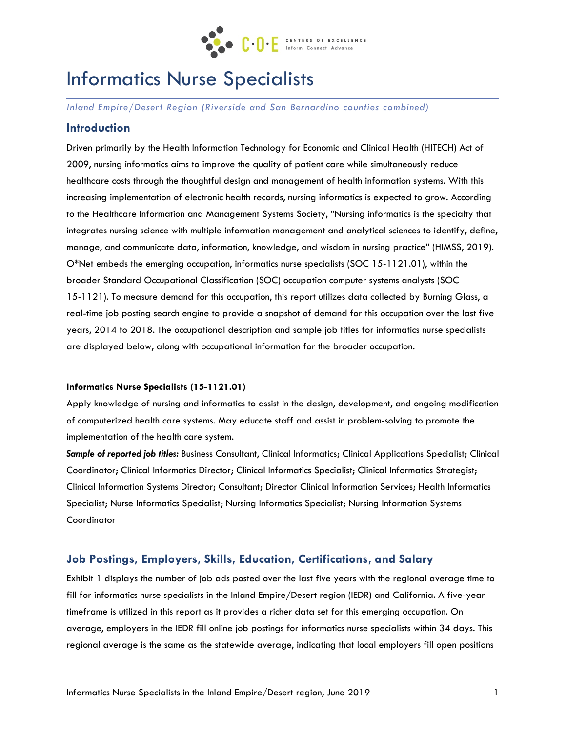# Informatics Nurse Specialists

*Inland Empire/Desert Region (Riverside and San Bernardino counties combined)*

## Introduction

Driven primarily by the Health Information Technology for Economic and Clinical Health (HITECH) Act of 2009, nursing informatics aims to improve the quality of patient care while simultaneously reduce healthcare costs through the thoughtful design and management of health information systems. With this increasing implementation of electronic health records, nursing informatics is expected to grow. According to the Healthcare Information and Management Systems Society, "Nursing informatics is the specialty that integrates nursing science with multiple information management and analytical sciences to identify, define, manage, and communicate data, information, knowledge, and wisdom in nursing practice" (HIMSS, 2019). O*Net embeds the emerging occupation, informatics nurse specialists (SOC 15-1121.01), within the broader Standard Occupational Classification (SOC) occupation computer systems analysts (SOC 15-1121). To measure demand for this occupation, this report utilizes data collected by Burning Glass, a real-time job posting search engine to provide a snapshot of demand for this occupation over the last five years, 2014 to 2018. The occupational description and sample job titles for informatics nurse specialists are displayed below, along with occupational information for the broader occupation.

**Informatics Nurse Specialists (15-1121.01)**

Apply knowledge of nursing and informatics to assist in the design, development, and ongoing modification of computerized health care systems. May educate staff and assist in problem-solving to promote the implementation of the health care system.

***Sample of reported job titles:*** Business Consultant, Clinical Informatics; Clinical Applications Specialist; Clinical Coordinator; Clinical Informatics Director; Clinical Informatics Specialist; Clinical Informatics Strategist; Clinical Information Systems Director; Consultant; Director Clinical Information Services; Health Informatics Specialist; Nurse Informatics Specialist; Nursing Informatics Specialist; Nursing Information Systems Coordinator

## Job Postings, Employers, Skills, Education, Certifications, and Salary

Exhibit 1 displays the number of job ads posted over the last five years with the regional average time to fill for informatics nurse specialists in the Inland Empire/Desert region (IEDR) and California. A five-year timeframe is utilized in this report as it provides a richer data set for this emerging occupation. On average, employers in the IEDR fill online job postings for informatics nurse specialists within 34 days. This regional average is the same as the statewide average, indicating that local employers fill open positions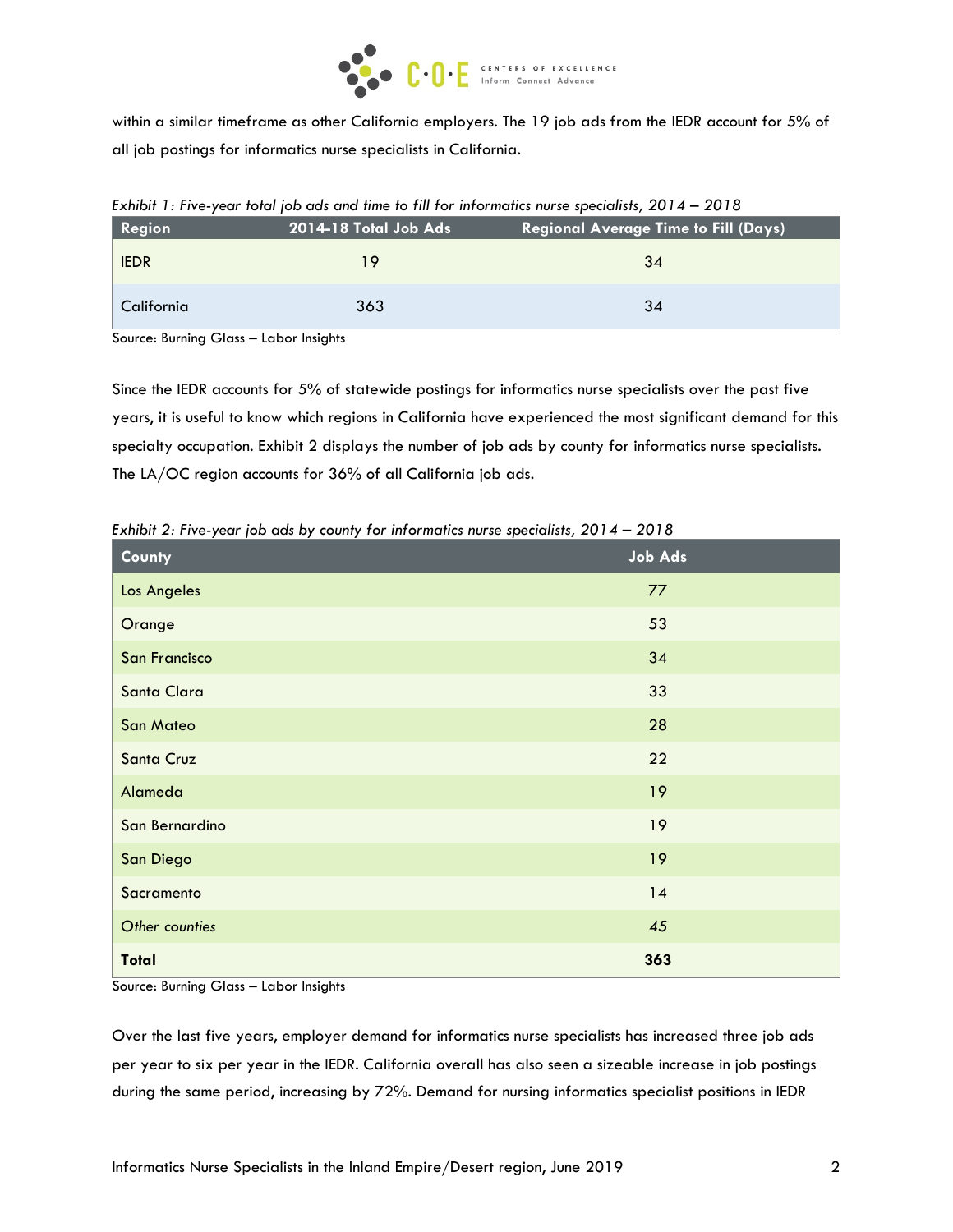within a similar timeframe as other California employers. The 19 job ads from the IEDR account for 5% of all job postings for informatics nurse specialists in California.

*Exhibit 1: Five-year total job ads and time to fill for informatics nurse specialists, 2014 – 2018*

| Region | 2014-18 Total Job Ads | Regional Average Time to Fill (Days) |
|---|---|---|
| IEDR | 19 | 34 |
| California | 363 | 34 |

Source: Burning Glass – Labor Insights

Since the IEDR accounts for 5% of statewide postings for informatics nurse specialists over the past five years, it is useful to know which regions in California have experienced the most significant demand for this specialty occupation. Exhibit 2 displays the number of job ads by county for informatics nurse specialists. The LA/OC region accounts for 36% of all California job ads.

*Exhibit 2: Five-year job ads by county for informatics nurse specialists, 2014 – 2018*

| County | Job Ads |
|---|---|
| Los Angeles | 77 |
| Orange | 53 |
| San Francisco | 34 |
| Santa Clara | 33 |
| San Mateo | 28 |
| Santa Cruz | 22 |
| Alameda | 19 |
| San Bernardino | 19 |
| San Diego | 19 |
| Sacramento | 14 |
| *Other counties* | *45* |
| **Total** | **363** |

Source: Burning Glass – Labor Insights

Over the last five years, employer demand for informatics nurse specialists has increased three job ads per year to six per year in the IEDR. California overall has also seen a sizeable increase in job postings during the same period, increasing by 72%. Demand for nursing informatics specialist positions in IEDR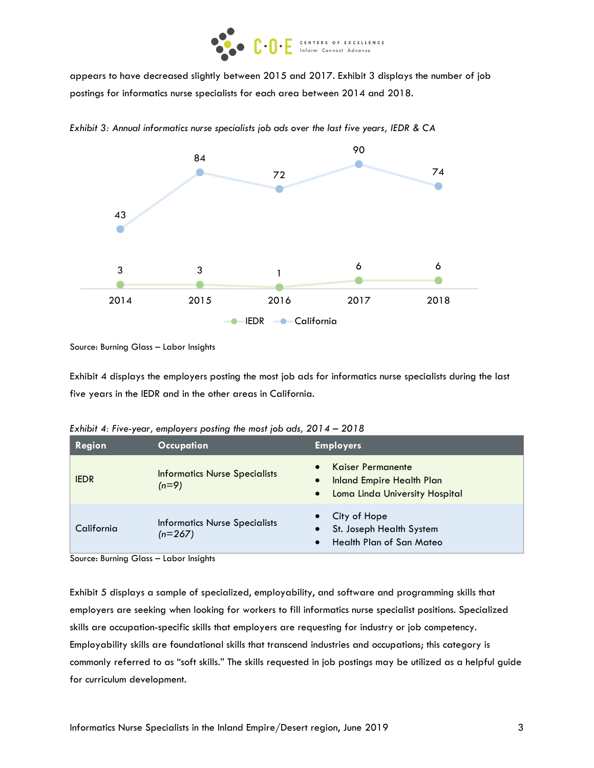appears to have decreased slightly between 2015 and 2017. Exhibit 3 displays the number of job postings for informatics nurse specialists for each area between 2014 and 2018.

*Exhibit 3: Annual informatics nurse specialists job ads over the last five years, IEDR & CA*

| | 2014 | 2015 | 2016 | 2017 | 2018 |
|---|---|---|---|---|---|
| IEDR | 3 | 3 | 1 | 6 | 6 |
| California | 43 | 84 | 72 | 90 | 74 |

Source: Burning Glass – Labor Insights

Exhibit 4 displays the employers posting the most job ads for informatics nurse specialists during the last five years in the IEDR and in the other areas in California.

*Exhibit 4: Five-year, employers posting the most job ads, 2014 – 2018*

| Region | Occupation | Employers |
|---|---|---|
| IEDR | Informatics Nurse Specialists *(n=9)* | • Kaiser Permanente<br>• Inland Empire Health Plan<br>• Loma Linda University Hospital |
| California | Informatics Nurse Specialists *(n=267)* | • City of Hope<br>• St. Joseph Health System<br>• Health Plan of San Mateo |

Source: Burning Glass – Labor Insights

Exhibit 5 displays a sample of specialized, employability, and software and programming skills that employers are seeking when looking for workers to fill informatics nurse specialist positions. Specialized skills are occupation-specific skills that employers are requesting for industry or job competency. Employability skills are foundational skills that transcend industries and occupations; this category is commonly referred to as "soft skills." The skills requested in job postings may be utilized as a helpful guide for curriculum development.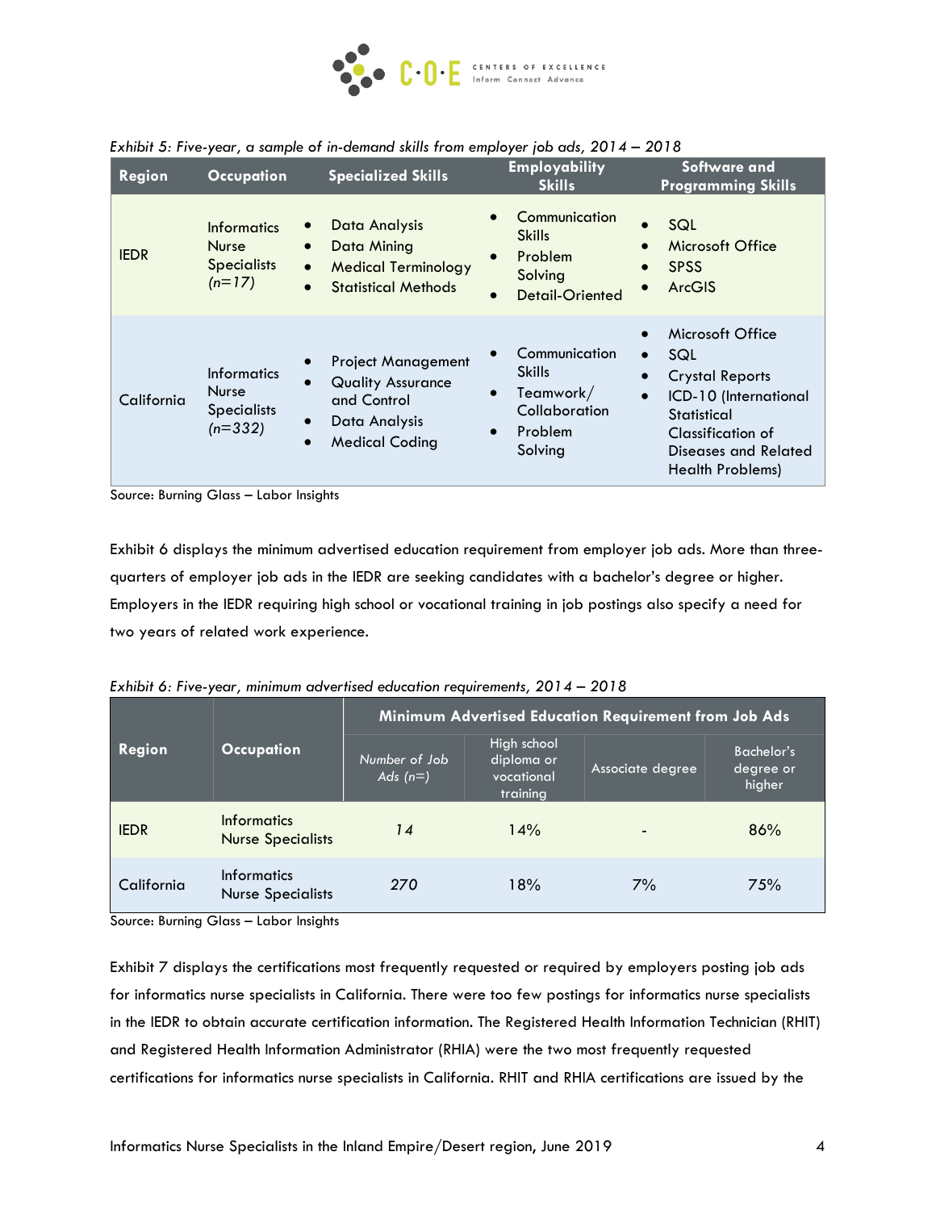*Exhibit 5: Five-year, a sample of in-demand skills from employer job ads, 2014 – 2018*

| Region | Occupation | Specialized Skills | Employability Skills | Software and Programming Skills |
|---|---|---|---|---|
| IEDR | Informatics Nurse Specialists *(n=17)* | • Data Analysis<br>• Data Mining<br>• Medical Terminology<br>• Statistical Methods | • Communication Skills<br>• Problem Solving<br>• Detail-Oriented | • SQL<br>• Microsoft Office<br>• SPSS<br>• ArcGIS |
| California | Informatics Nurse Specialists *(n=332)* | • Project Management<br>• Quality Assurance and Control<br>• Data Analysis<br>• Medical Coding | • Communication Skills<br>• Teamwork/ Collaboration<br>• Problem Solving | • Microsoft Office<br>• SQL<br>• Crystal Reports<br>• ICD-10 (International Statistical Classification of Diseases and Related Health Problems) |

Source: Burning Glass – Labor Insights

Exhibit 6 displays the minimum advertised education requirement from employer job ads. More than three-quarters of employer job ads in the IEDR are seeking candidates with a bachelor's degree or higher. Employers in the IEDR requiring high school or vocational training in job postings also specify a need for two years of related work experience.

*Exhibit 6: Five-year, minimum advertised education requirements, 2014 – 2018*

| Region | Occupation | Minimum Advertised Education Requirement from Job Ads | | | |
|---|---|---|---|---|---|
| | | *Number of Job Ads (n=)* | High school diploma or vocational training | Associate degree | Bachelor's degree or higher |
| IEDR | Informatics Nurse Specialists | *14* | 14% | - | 86% |
| California | Informatics Nurse Specialists | *270* | 18% | 7% | 75% |

Source: Burning Glass – Labor Insights

Exhibit 7 displays the certifications most frequently requested or required by employers posting job ads for informatics nurse specialists in California. There were too few postings for informatics nurse specialists in the IEDR to obtain accurate certification information. The Registered Health Information Technician (RHIT) and Registered Health Information Administrator (RHIA) were the two most frequently requested certifications for informatics nurse specialists in California. RHIT and RHIA certifications are issued by the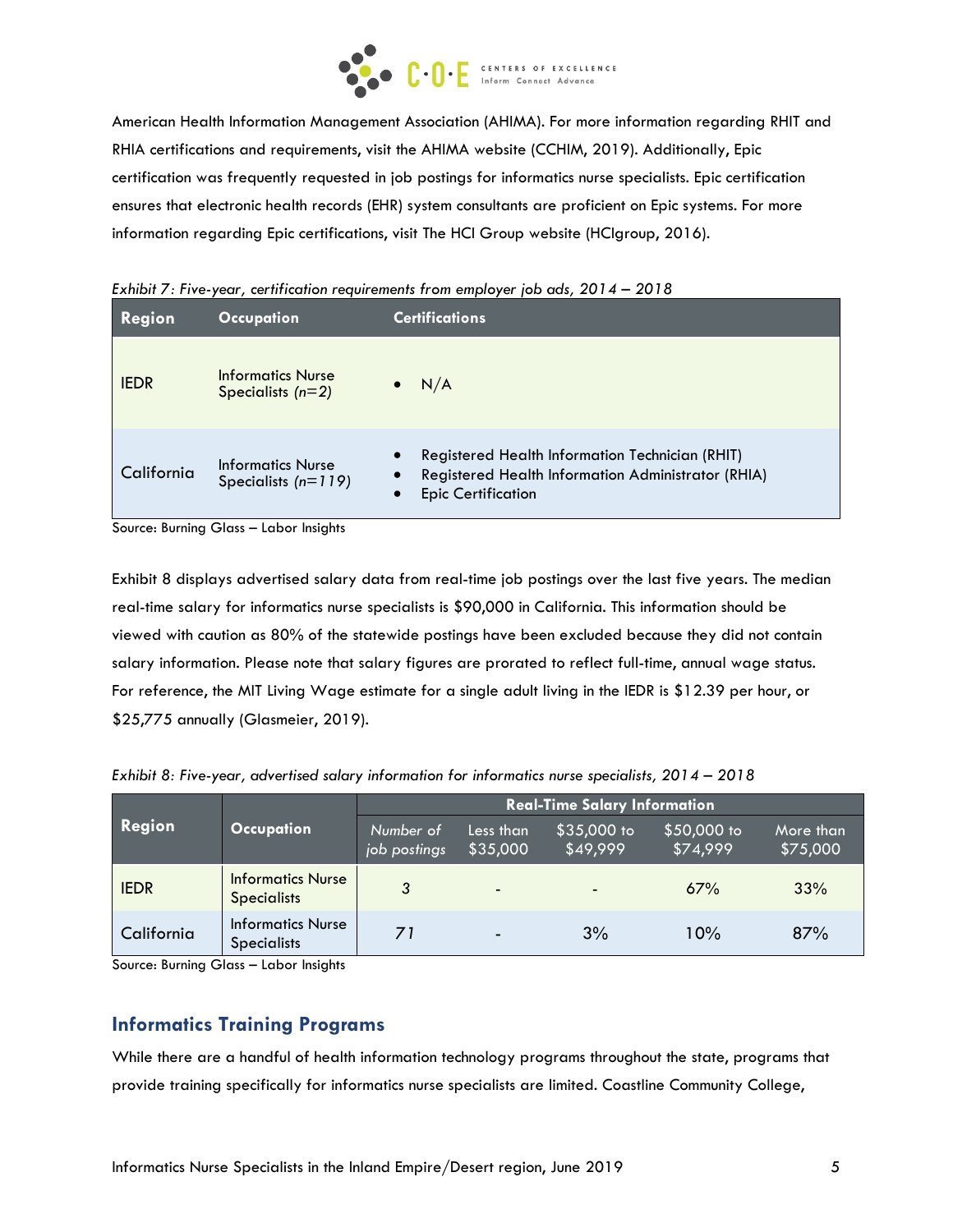American Health Information Management Association (AHIMA). For more information regarding RHIT and RHIA certifications and requirements, visit the AHIMA website (CCHIM, 2019). Additionally, Epic certification was frequently requested in job postings for informatics nurse specialists. Epic certification ensures that electronic health records (EHR) system consultants are proficient on Epic systems. For more information regarding Epic certifications, visit The HCI Group website (HCIgroup, 2016).

*Exhibit 7: Five-year, certification requirements from employer job ads, 2014 – 2018*

| Region | Occupation | Certifications |
|---|---|---|
| IEDR | Informatics Nurse Specialists *(n=2)* | • N/A |
| California | Informatics Nurse Specialists *(n=119)* | • Registered Health Information Technician (RHIT)<br>• Registered Health Information Administrator (RHIA)<br>• Epic Certification |

Source: Burning Glass – Labor Insights

Exhibit 8 displays advertised salary data from real-time job postings over the last five years. The median real-time salary for informatics nurse specialists is $90,000 in California. This information should be viewed with caution as 80% of the statewide postings have been excluded because they did not contain salary information. Please note that salary figures are prorated to reflect full-time, annual wage status. For reference, the MIT Living Wage estimate for a single adult living in the IEDR is $12.39 per hour, or $25,775 annually (Glasmeier, 2019).

*Exhibit 8: Five-year, advertised salary information for informatics nurse specialists, 2014 – 2018*

| Region | Occupation | Real-Time Salary Information | | | | |
|---|---|---|---|---|---|---|
| | | *Number of job postings* | Less than $35,000 | $35,000 to $49,999 | $50,000 to $74,999 | More than $75,000 |
| IEDR | Informatics Nurse Specialists | 3 | - | - | 67% | 33% |
| California | Informatics Nurse Specialists | 71 | - | 3% | 10% | 87% |

Source: Burning Glass – Labor Insights

## Informatics Training Programs

While there are a handful of health information technology programs throughout the state, programs that provide training specifically for informatics nurse specialists are limited. Coastline Community College,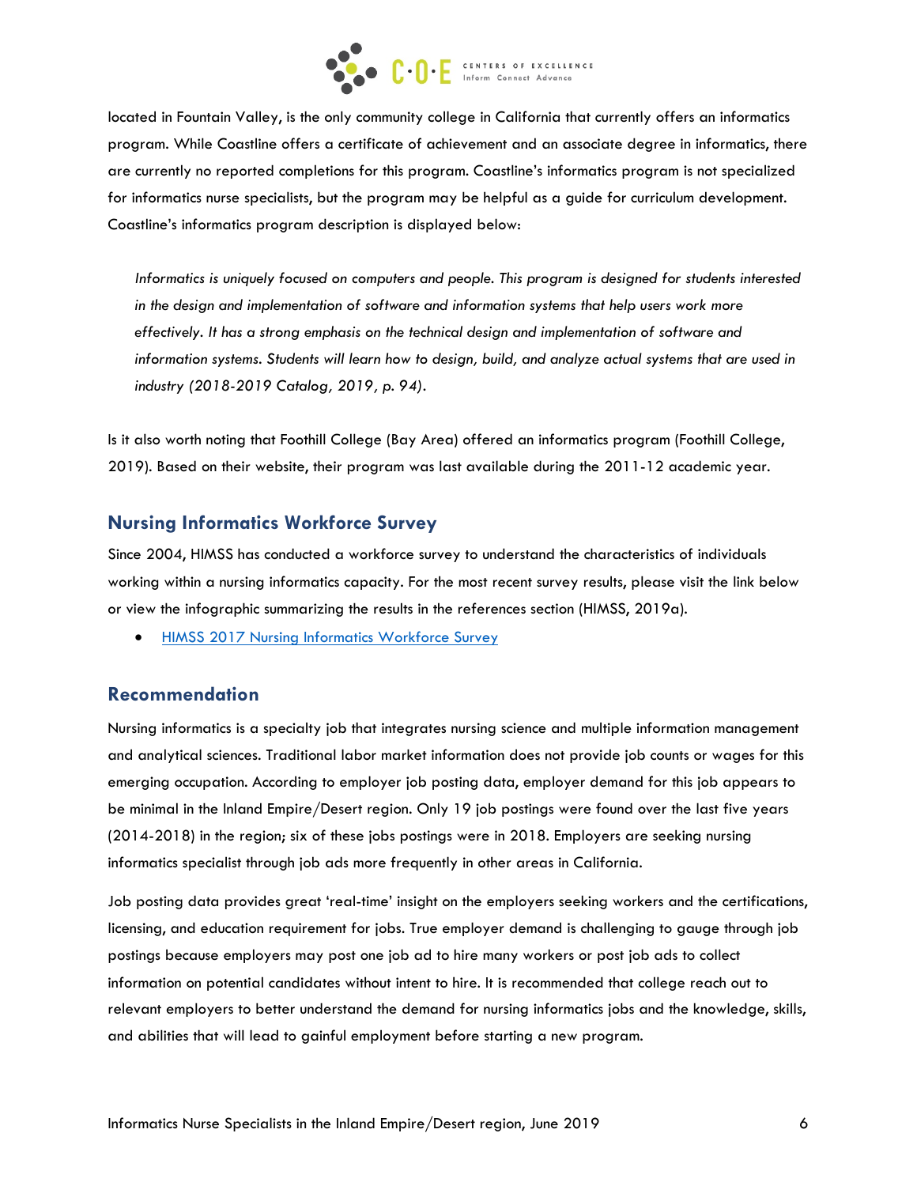located in Fountain Valley, is the only community college in California that currently offers an informatics program. While Coastline offers a certificate of achievement and an associate degree in informatics, there are currently no reported completions for this program. Coastline's informatics program is not specialized for informatics nurse specialists, but the program may be helpful as a guide for curriculum development. Coastline's informatics program description is displayed below:

> *Informatics is uniquely focused on computers and people. This program is designed for students interested in the design and implementation of software and information systems that help users work more effectively. It has a strong emphasis on the technical design and implementation of software and information systems. Students will learn how to design, build, and analyze actual systems that are used in industry (2018-2019 Catalog, 2019, p. 94).*

Is it also worth noting that Foothill College (Bay Area) offered an informatics program (Foothill College, 2019). Based on their website, their program was last available during the 2011-12 academic year.

## Nursing Informatics Workforce Survey

Since 2004, HIMSS has conducted a workforce survey to understand the characteristics of individuals working within a nursing informatics capacity. For the most recent survey results, please visit the link below or view the infographic summarizing the results in the references section (HIMSS, 2019a).

- HIMSS 2017 Nursing Informatics Workforce Survey

## Recommendation

Nursing informatics is a specialty job that integrates nursing science and multiple information management and analytical sciences. Traditional labor market information does not provide job counts or wages for this emerging occupation. According to employer job posting data, employer demand for this job appears to be minimal in the Inland Empire/Desert region. Only 19 job postings were found over the last five years (2014-2018) in the region; six of these jobs postings were in 2018. Employers are seeking nursing informatics specialist through job ads more frequently in other areas in California.

Job posting data provides great 'real-time' insight on the employers seeking workers and the certifications, licensing, and education requirement for jobs. True employer demand is challenging to gauge through job postings because employers may post one job ad to hire many workers or post job ads to collect information on potential candidates without intent to hire. It is recommended that college reach out to relevant employers to better understand the demand for nursing informatics jobs and the knowledge, skills, and abilities that will lead to gainful employment before starting a new program.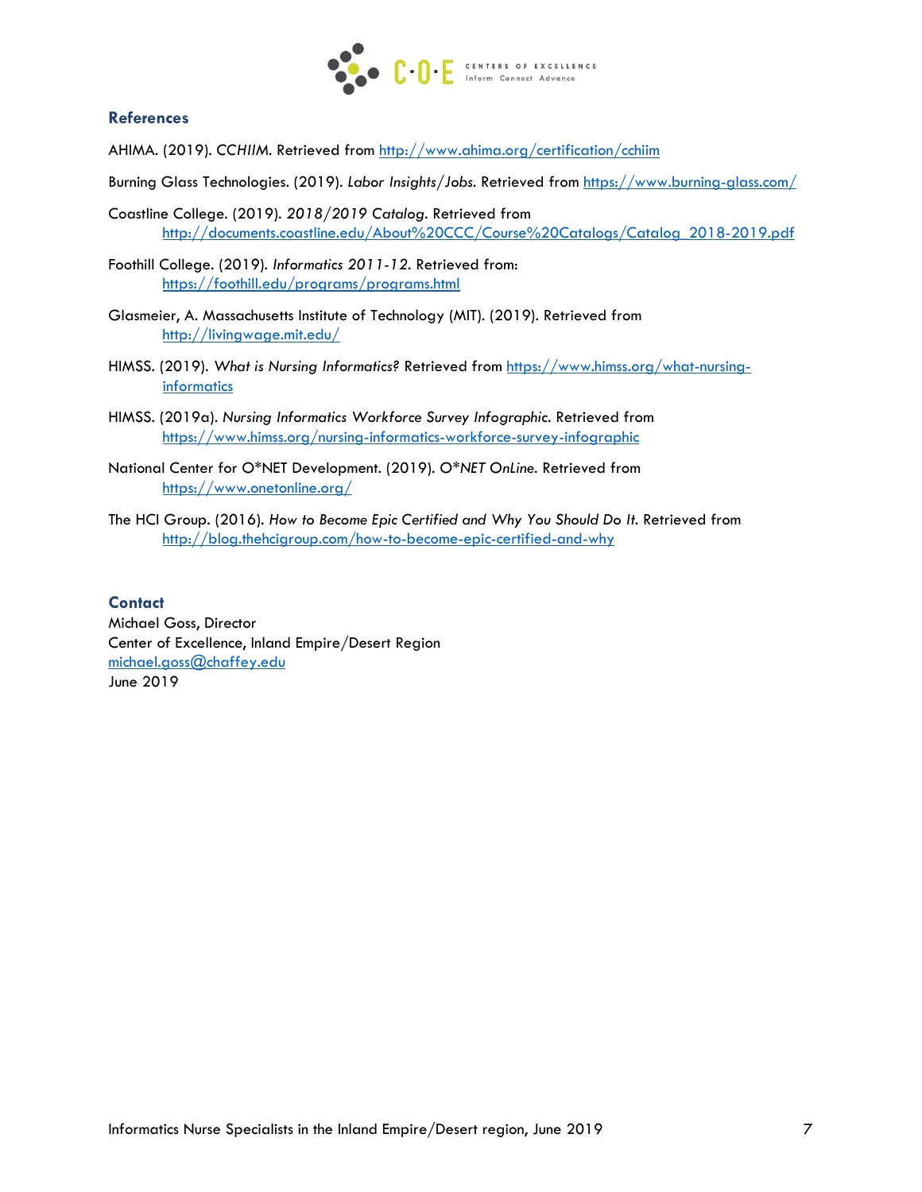## References

AHIMA. (2019). *CCHIIM*. Retrieved from http://www.ahima.org/certification/cchiim

Burning Glass Technologies. (2019). *Labor Insights/Jobs*. Retrieved from https://www.burning-glass.com/

Coastline College. (2019). *2018/2019 Catalog*. Retrieved from http://documents.coastline.edu/About%20CCC/Course%20Catalogs/Catalog_2018-2019.pdf

Foothill College. (2019). *Informatics 2011-12*. Retrieved from: https://foothill.edu/programs/programs.html

Glasmeier, A. Massachusetts Institute of Technology (MIT). (2019). Retrieved from http://livingwage.mit.edu/

HIMSS. (2019). *What is Nursing Informatics?* Retrieved from https://www.himss.org/what-nursing-informatics

HIMSS. (2019a). *Nursing Informatics Workforce Survey Infographic*. Retrieved from https://www.himss.org/nursing-informatics-workforce-survey-infographic

National Center for O*NET Development. (2019). *O*NET OnLine*. Retrieved from https://www.onetonline.org/

The HCI Group. (2016). *How to Become Epic Certified and Why You Should Do It*. Retrieved from http://blog.thehcigroup.com/how-to-become-epic-certified-and-why

## Contact

Michael Goss, Director
Center of Excellence, Inland Empire/Desert Region
michael.goss@chaffey.edu
June 2019